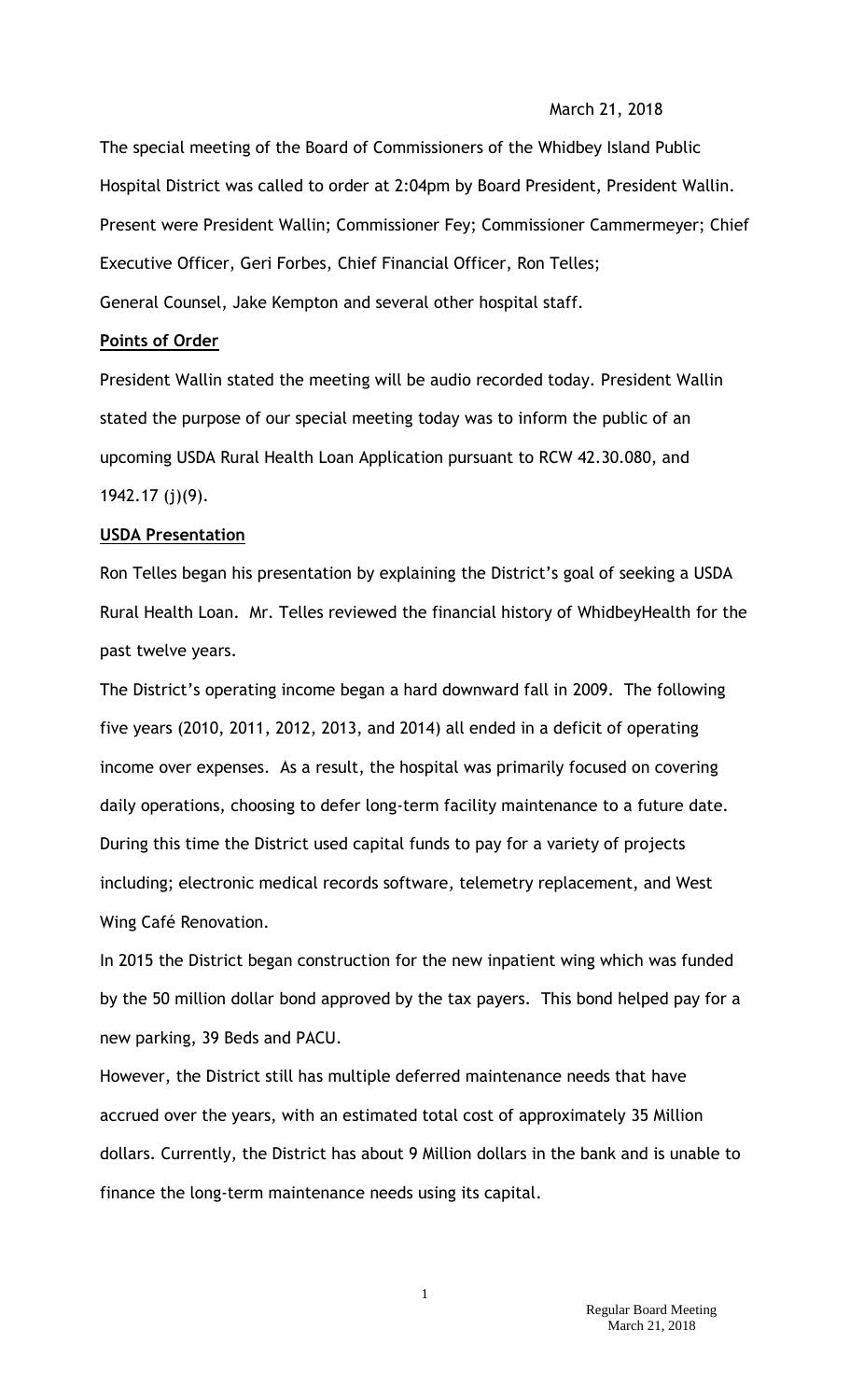March 21, 2018

The special meeting of the Board of Commissioners of the Whidbey Island Public Hospital District was called to order at 2:04pm by Board President, President Wallin. Present were President Wallin; Commissioner Fey; Commissioner Cammermeyer; Chief Executive Officer, Geri Forbes, Chief Financial Officer, Ron Telles; General Counsel, Jake Kempton and several other hospital staff.

**Points of Order**

President Wallin stated the meeting will be audio recorded today. President Wallin stated the purpose of our special meeting today was to inform the public of an upcoming USDA Rural Health Loan Application pursuant to RCW 42.30.080, and 1942.17 (j)(9).

**USDA Presentation**

Ron Telles began his presentation by explaining the District's goal of seeking a USDA Rural Health Loan. Mr. Telles reviewed the financial history of WhidbeyHealth for the past twelve years.

The District's operating income began a hard downward fall in 2009. The following five years (2010, 2011, 2012, 2013, and 2014) all ended in a deficit of operating income over expenses. As a result, the hospital was primarily focused on covering daily operations, choosing to defer long-term facility maintenance to a future date. During this time the District used capital funds to pay for a variety of projects including; electronic medical records software, telemetry replacement, and West Wing Café Renovation.

In 2015 the District began construction for the new inpatient wing which was funded by the 50 million dollar bond approved by the tax payers. This bond helped pay for a new parking, 39 Beds and PACU.

However, the District still has multiple deferred maintenance needs that have accrued over the years, with an estimated total cost of approximately 35 Million dollars. Currently, the District has about 9 Million dollars in the bank and is unable to finance the long-term maintenance needs using its capital.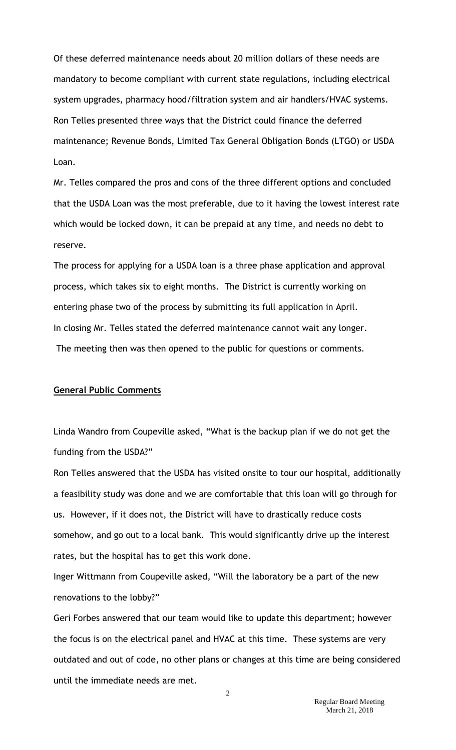Of these deferred maintenance needs about 20 million dollars of these needs are mandatory to become compliant with current state regulations, including electrical system upgrades, pharmacy hood/filtration system and air handlers/HVAC systems. Ron Telles presented three ways that the District could finance the deferred maintenance; Revenue Bonds, Limited Tax General Obligation Bonds (LTGO) or USDA Loan.

Mr. Telles compared the pros and cons of the three different options and concluded that the USDA Loan was the most preferable, due to it having the lowest interest rate which would be locked down, it can be prepaid at any time, and needs no debt to reserve.

The process for applying for a USDA loan is a three phase application and approval process, which takes six to eight months. The District is currently working on entering phase two of the process by submitting its full application in April.

In closing Mr. Telles stated the deferred maintenance cannot wait any longer.

The meeting then was then opened to the public for questions or comments.

**General Public Comments**

Linda Wandro from Coupeville asked, "What is the backup plan if we do not get the funding from the USDA?"

Ron Telles answered that the USDA has visited onsite to tour our hospital, additionally a feasibility study was done and we are comfortable that this loan will go through for us. However, if it does not, the District will have to drastically reduce costs somehow, and go out to a local bank. This would significantly drive up the interest rates, but the hospital has to get this work done.

Inger Wittmann from Coupeville asked, "Will the laboratory be a part of the new renovations to the lobby?"

Geri Forbes answered that our team would like to update this department; however the focus is on the electrical panel and HVAC at this time. These systems are very outdated and out of code, no other plans or changes at this time are being considered until the immediate needs are met.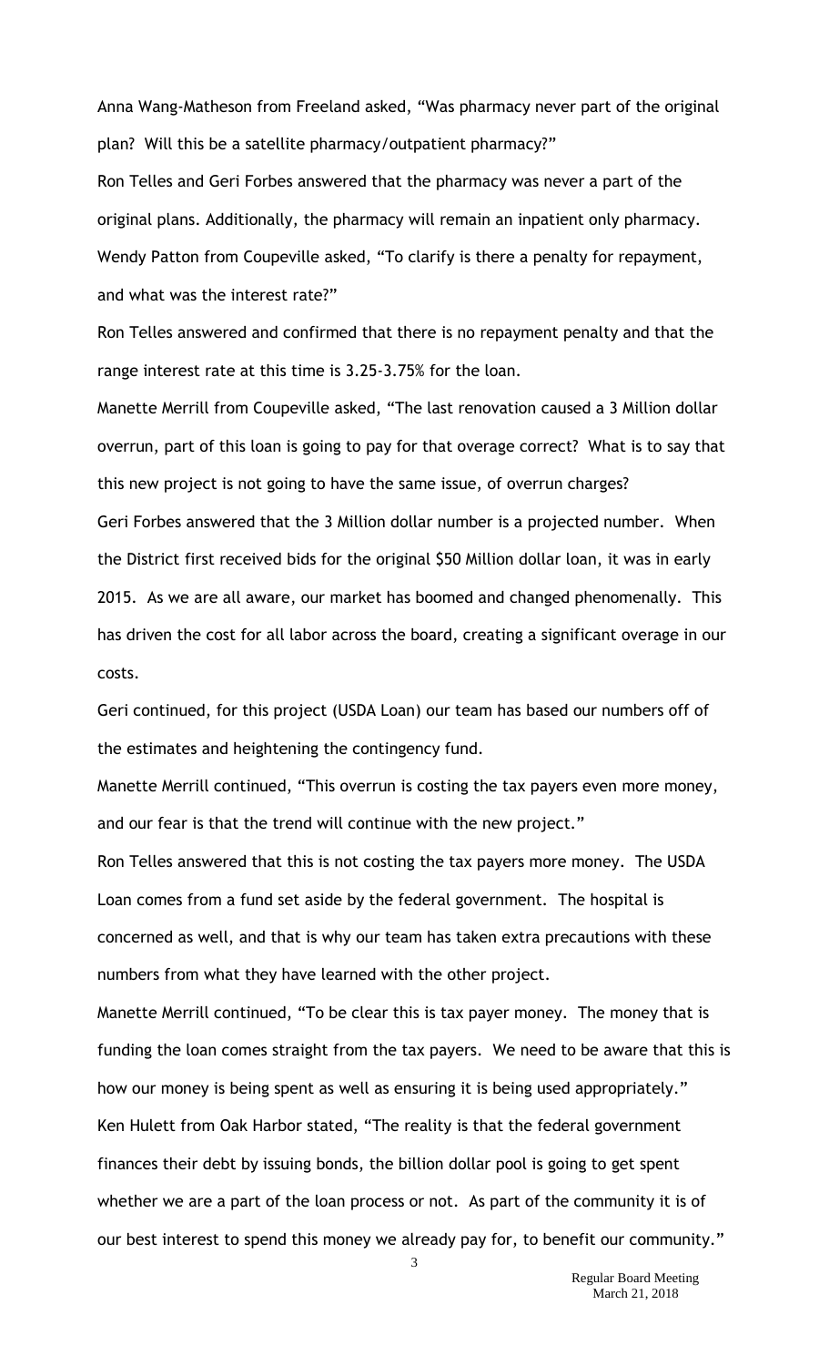Anna Wang-Matheson from Freeland asked, "Was pharmacy never part of the original plan? Will this be a satellite pharmacy/outpatient pharmacy?"

Ron Telles and Geri Forbes answered that the pharmacy was never a part of the original plans. Additionally, the pharmacy will remain an inpatient only pharmacy.

Wendy Patton from Coupeville asked, "To clarify is there a penalty for repayment, and what was the interest rate?"

Ron Telles answered and confirmed that there is no repayment penalty and that the range interest rate at this time is 3.25-3.75% for the loan.

Manette Merrill from Coupeville asked, "The last renovation caused a 3 Million dollar overrun, part of this loan is going to pay for that overage correct? What is to say that this new project is not going to have the same issue, of overrun charges?

Geri Forbes answered that the 3 Million dollar number is a projected number. When the District first received bids for the original $50 Million dollar loan, it was in early 2015. As we are all aware, our market has boomed and changed phenomenally. This has driven the cost for all labor across the board, creating a significant overage in our costs.

Geri continued, for this project (USDA Loan) our team has based our numbers off of the estimates and heightening the contingency fund.

Manette Merrill continued, "This overrun is costing the tax payers even more money, and our fear is that the trend will continue with the new project."

Ron Telles answered that this is not costing the tax payers more money. The USDA Loan comes from a fund set aside by the federal government. The hospital is concerned as well, and that is why our team has taken extra precautions with these numbers from what they have learned with the other project.

Manette Merrill continued, "To be clear this is tax payer money. The money that is funding the loan comes straight from the tax payers. We need to be aware that this is how our money is being spent as well as ensuring it is being used appropriately."

Ken Hulett from Oak Harbor stated, "The reality is that the federal government finances their debt by issuing bonds, the billion dollar pool is going to get spent whether we are a part of the loan process or not. As part of the community it is of our best interest to spend this money we already pay for, to benefit our community."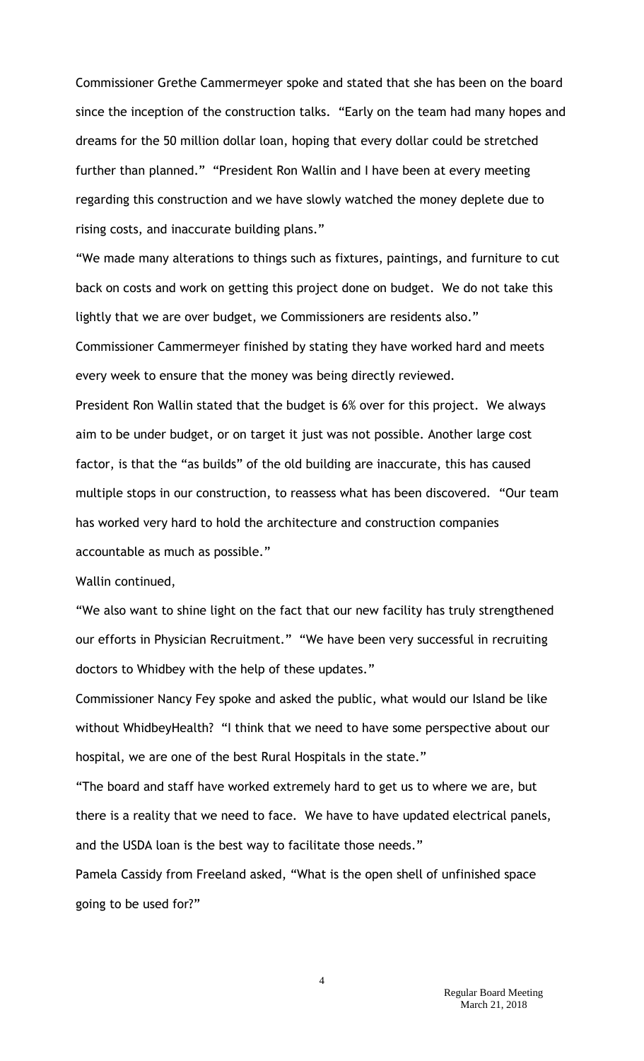Commissioner Grethe Cammermeyer spoke and stated that she has been on the board since the inception of the construction talks. "Early on the team had many hopes and dreams for the 50 million dollar loan, hoping that every dollar could be stretched further than planned." "President Ron Wallin and I have been at every meeting regarding this construction and we have slowly watched the money deplete due to rising costs, and inaccurate building plans."

"We made many alterations to things such as fixtures, paintings, and furniture to cut back on costs and work on getting this project done on budget. We do not take this lightly that we are over budget, we Commissioners are residents also."

Commissioner Cammermeyer finished by stating they have worked hard and meets every week to ensure that the money was being directly reviewed.

President Ron Wallin stated that the budget is 6% over for this project. We always aim to be under budget, or on target it just was not possible. Another large cost factor, is that the "as builds" of the old building are inaccurate, this has caused multiple stops in our construction, to reassess what has been discovered. "Our team has worked very hard to hold the architecture and construction companies accountable as much as possible."

Wallin continued,

"We also want to shine light on the fact that our new facility has truly strengthened our efforts in Physician Recruitment." "We have been very successful in recruiting doctors to Whidbey with the help of these updates."

Commissioner Nancy Fey spoke and asked the public, what would our Island be like without WhidbeyHealth? "I think that we need to have some perspective about our hospital, we are one of the best Rural Hospitals in the state."

"The board and staff have worked extremely hard to get us to where we are, but there is a reality that we need to face. We have to have updated electrical panels, and the USDA loan is the best way to facilitate those needs."

Pamela Cassidy from Freeland asked, "What is the open shell of unfinished space going to be used for?"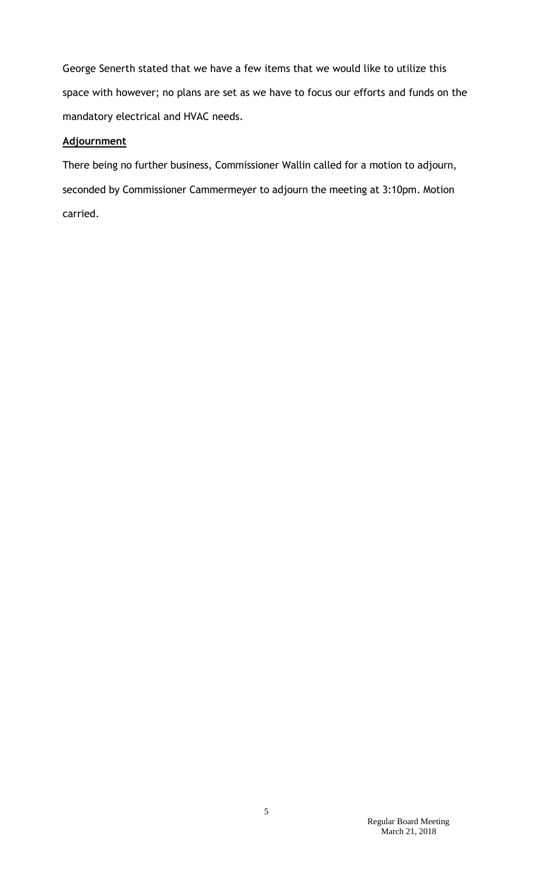George Senerth stated that we have a few items that we would like to utilize this space with however; no plans are set as we have to focus our efforts and funds on the mandatory electrical and HVAC needs.

**Adjournment**

There being no further business, Commissioner Wallin called for a motion to adjourn, seconded by Commissioner Cammermeyer to adjourn the meeting at 3:10pm. Motion carried.